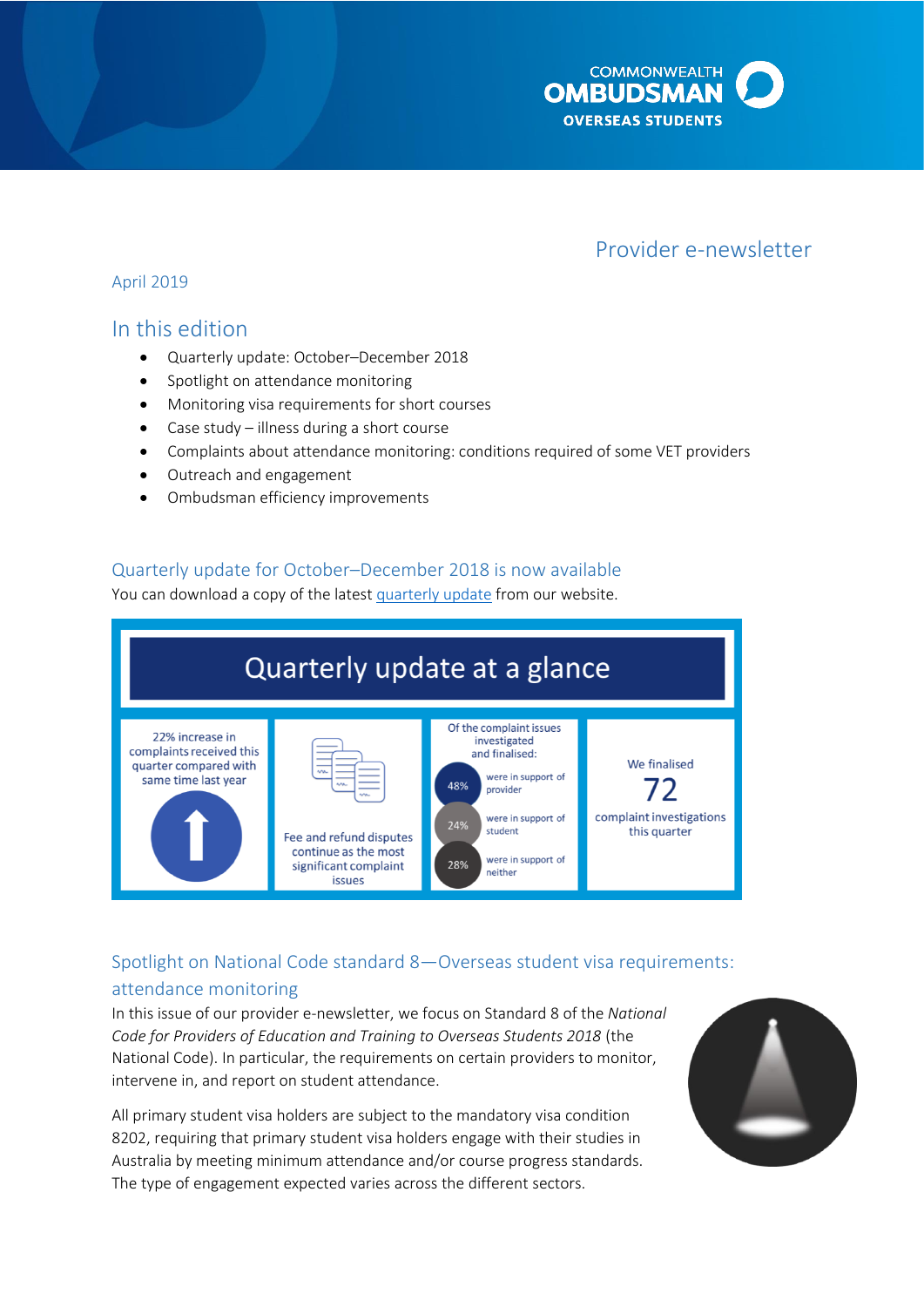COMMONWEALTH OMBUDSMAN OVERSEAS STUDENTS

# Provider e-newsletter

April 2019

## In this edition

- Quarterly update: October–December 2018
- Spotlight on attendance monitoring
- Monitoring visa requirements for short courses
- Case study – illness during a short course
- Complaints about attendance monitoring: conditions required of some VET providers
- Outreach and engagement
- Ombudsman efficiency improvements

## Quarterly update for October–December 2018 is now available

You can download a copy of the latest quarterly update from our website.

### Quarterly update at a glance

22% increase in complaints received this quarter compared with same time last year

Fee and refund disputes continue as the most significant complaint issues

Of the complaint issues investigated and finalised:

- 48% were in support of provider
- 24% were in support of student
- 28% were in support of neither

We finalised 72 complaint investigations this quarter

## Spotlight on National Code standard 8—Overseas student visa requirements: attendance monitoring

In this issue of our provider e-newsletter, we focus on Standard 8 of the *National Code for Providers of Education and Training to Overseas Students 2018* (the National Code). In particular, the requirements on certain providers to monitor, intervene in, and report on student attendance.

All primary student visa holders are subject to the mandatory visa condition 8202, requiring that primary student visa holders engage with their studies in Australia by meeting minimum attendance and/or course progress standards. The type of engagement expected varies across the different sectors.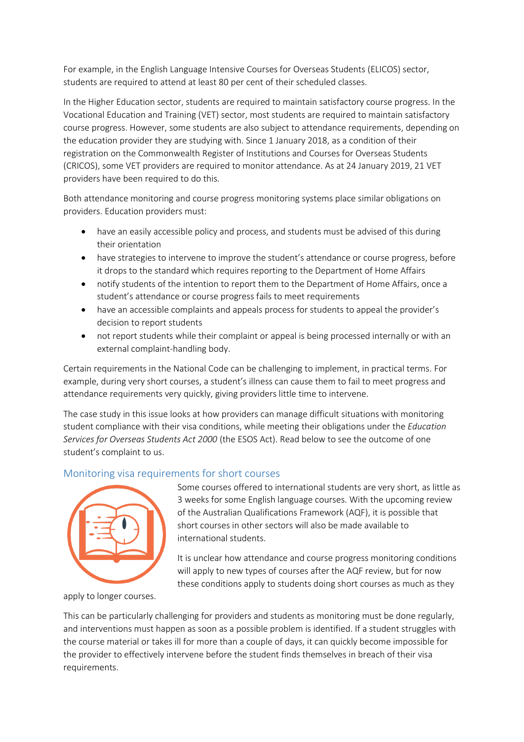For example, in the English Language Intensive Courses for Overseas Students (ELICOS) sector, students are required to attend at least 80 per cent of their scheduled classes.

In the Higher Education sector, students are required to maintain satisfactory course progress. In the Vocational Education and Training (VET) sector, most students are required to maintain satisfactory course progress. However, some students are also subject to attendance requirements, depending on the education provider they are studying with. Since 1 January 2018, as a condition of their registration on the Commonwealth Register of Institutions and Courses for Overseas Students (CRICOS), some VET providers are required to monitor attendance. As at 24 January 2019, 21 VET providers have been required to do this.

Both attendance monitoring and course progress monitoring systems place similar obligations on providers. Education providers must:

- have an easily accessible policy and process, and students must be advised of this during their orientation
- have strategies to intervene to improve the student's attendance or course progress, before it drops to the standard which requires reporting to the Department of Home Affairs
- notify students of the intention to report them to the Department of Home Affairs, once a student's attendance or course progress fails to meet requirements
- have an accessible complaints and appeals process for students to appeal the provider's decision to report students
- not report students while their complaint or appeal is being processed internally or with an external complaint-handling body.

Certain requirements in the National Code can be challenging to implement, in practical terms. For example, during very short courses, a student's illness can cause them to fail to meet progress and attendance requirements very quickly, giving providers little time to intervene.

The case study in this issue looks at how providers can manage difficult situations with monitoring student compliance with their visa conditions, while meeting their obligations under the *Education Services for Overseas Students Act 2000* (the ESOS Act). Read below to see the outcome of one student's complaint to us.

## Monitoring visa requirements for short courses

Some courses offered to international students are very short, as little as 3 weeks for some English language courses. With the upcoming review of the Australian Qualifications Framework (AQF), it is possible that short courses in other sectors will also be made available to international students.

It is unclear how attendance and course progress monitoring conditions will apply to new types of courses after the AQF review, but for now these conditions apply to students doing short courses as much as they apply to longer courses.

This can be particularly challenging for providers and students as monitoring must be done regularly, and interventions must happen as soon as a possible problem is identified. If a student struggles with the course material or takes ill for more than a couple of days, it can quickly become impossible for the provider to effectively intervene before the student finds themselves in breach of their visa requirements.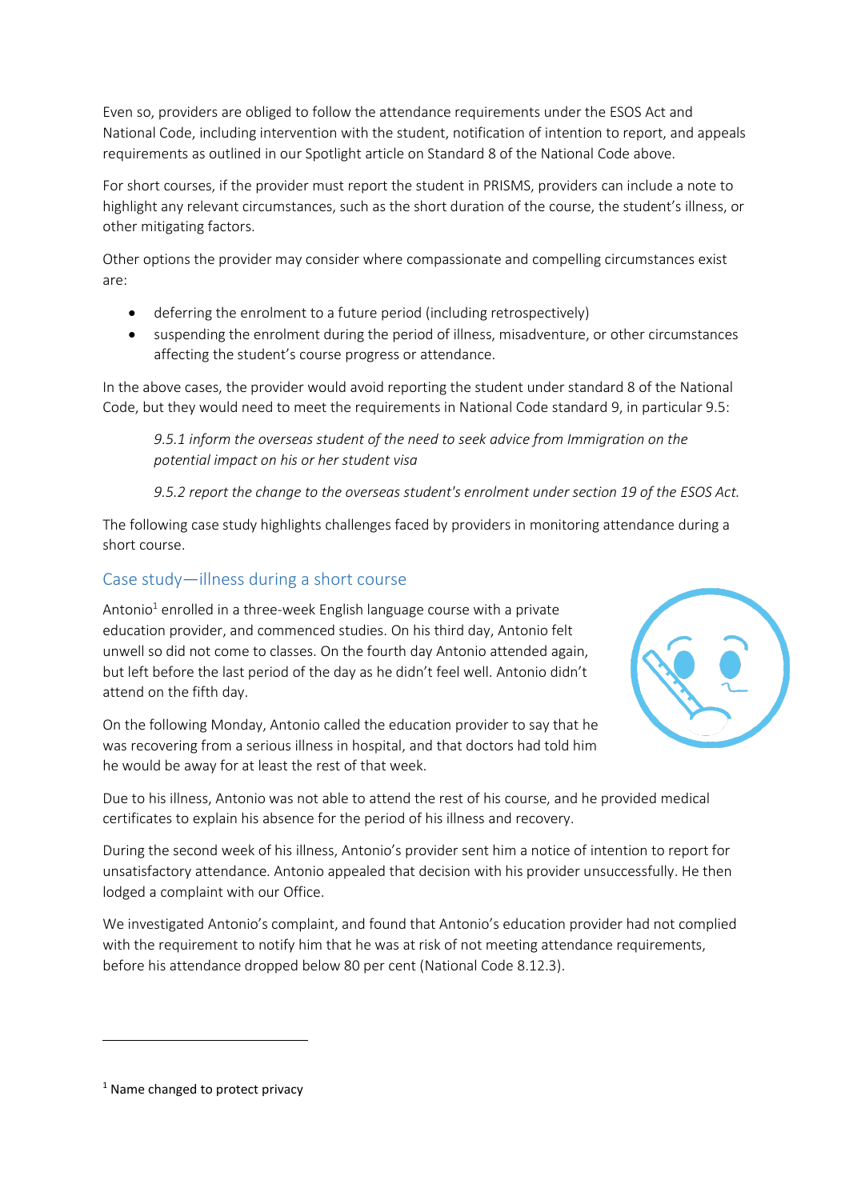Even so, providers are obliged to follow the attendance requirements under the ESOS Act and National Code, including intervention with the student, notification of intention to report, and appeals requirements as outlined in our Spotlight article on Standard 8 of the National Code above.

For short courses, if the provider must report the student in PRISMS, providers can include a note to highlight any relevant circumstances, such as the short duration of the course, the student's illness, or other mitigating factors.

Other options the provider may consider where compassionate and compelling circumstances exist are:

- deferring the enrolment to a future period (including retrospectively)
- suspending the enrolment during the period of illness, misadventure, or other circumstances affecting the student's course progress or attendance.

In the above cases, the provider would avoid reporting the student under standard 8 of the National Code, but they would need to meet the requirements in National Code standard 9, in particular 9.5:

> *9.5.1 inform the overseas student of the need to seek advice from Immigration on the potential impact on his or her student visa*
>
> *9.5.2 report the change to the overseas student's enrolment under section 19 of the ESOS Act.*

The following case study highlights challenges faced by providers in monitoring attendance during a short course.

## Case study—illness during a short course

Antonio[1] enrolled in a three-week English language course with a private education provider, and commenced studies. On his third day, Antonio felt unwell so did not come to classes. On the fourth day Antonio attended again, but left before the last period of the day as he didn't feel well. Antonio didn't attend on the fifth day.

On the following Monday, Antonio called the education provider to say that he was recovering from a serious illness in hospital, and that doctors had told him he would be away for at least the rest of that week.

Due to his illness, Antonio was not able to attend the rest of his course, and he provided medical certificates to explain his absence for the period of his illness and recovery.

During the second week of his illness, Antonio's provider sent him a notice of intention to report for unsatisfactory attendance. Antonio appealed that decision with his provider unsuccessfully. He then lodged a complaint with our Office.

We investigated Antonio's complaint, and found that Antonio's education provider had not complied with the requirement to notify him that he was at risk of not meeting attendance requirements, before his attendance dropped below 80 per cent (National Code 8.12.3).

[1] Name changed to protect privacy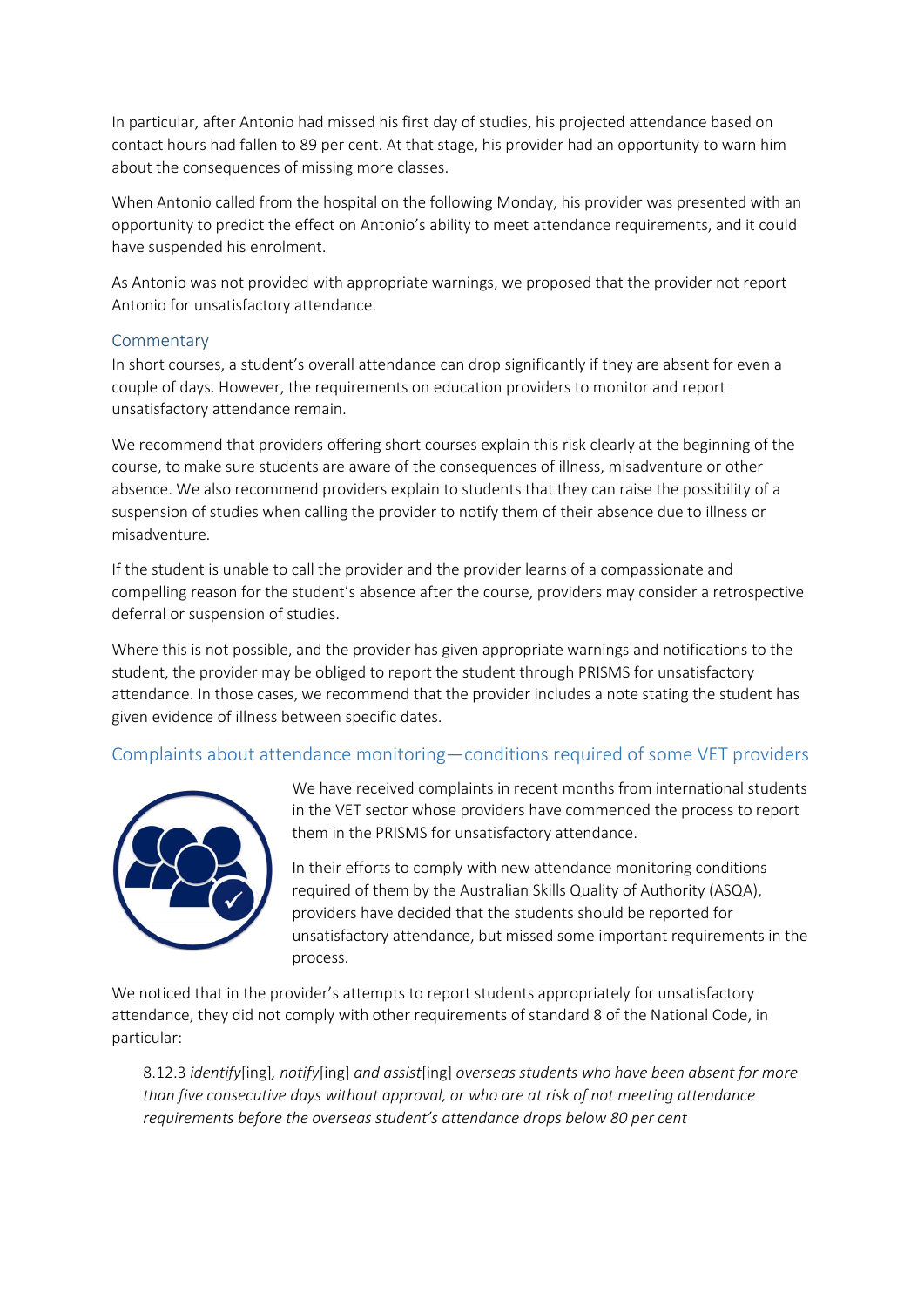In particular, after Antonio had missed his first day of studies, his projected attendance based on contact hours had fallen to 89 per cent. At that stage, his provider had an opportunity to warn him about the consequences of missing more classes.

When Antonio called from the hospital on the following Monday, his provider was presented with an opportunity to predict the effect on Antonio's ability to meet attendance requirements, and it could have suspended his enrolment.

As Antonio was not provided with appropriate warnings, we proposed that the provider not report Antonio for unsatisfactory attendance.

### Commentary

In short courses, a student's overall attendance can drop significantly if they are absent for even a couple of days. However, the requirements on education providers to monitor and report unsatisfactory attendance remain.

We recommend that providers offering short courses explain this risk clearly at the beginning of the course, to make sure students are aware of the consequences of illness, misadventure or other absence. We also recommend providers explain to students that they can raise the possibility of a suspension of studies when calling the provider to notify them of their absence due to illness or misadventure.

If the student is unable to call the provider and the provider learns of a compassionate and compelling reason for the student's absence after the course, providers may consider a retrospective deferral or suspension of studies.

Where this is not possible, and the provider has given appropriate warnings and notifications to the student, the provider may be obliged to report the student through PRISMS for unsatisfactory attendance. In those cases, we recommend that the provider includes a note stating the student has given evidence of illness between specific dates.

## Complaints about attendance monitoring—conditions required of some VET providers

We have received complaints in recent months from international students in the VET sector whose providers have commenced the process to report them in the PRISMS for unsatisfactory attendance.

In their efforts to comply with new attendance monitoring conditions required of them by the Australian Skills Quality of Authority (ASQA), providers have decided that the students should be reported for unsatisfactory attendance, but missed some important requirements in the process.

We noticed that in the provider's attempts to report students appropriately for unsatisfactory attendance, they did not comply with other requirements of standard 8 of the National Code, in particular:

> 8.12.3 *identify*[ing]*, notify*[ing] *and assist*[ing] *overseas students who have been absent for more than five consecutive days without approval, or who are at risk of not meeting attendance requirements before the overseas student's attendance drops below 80 per cent*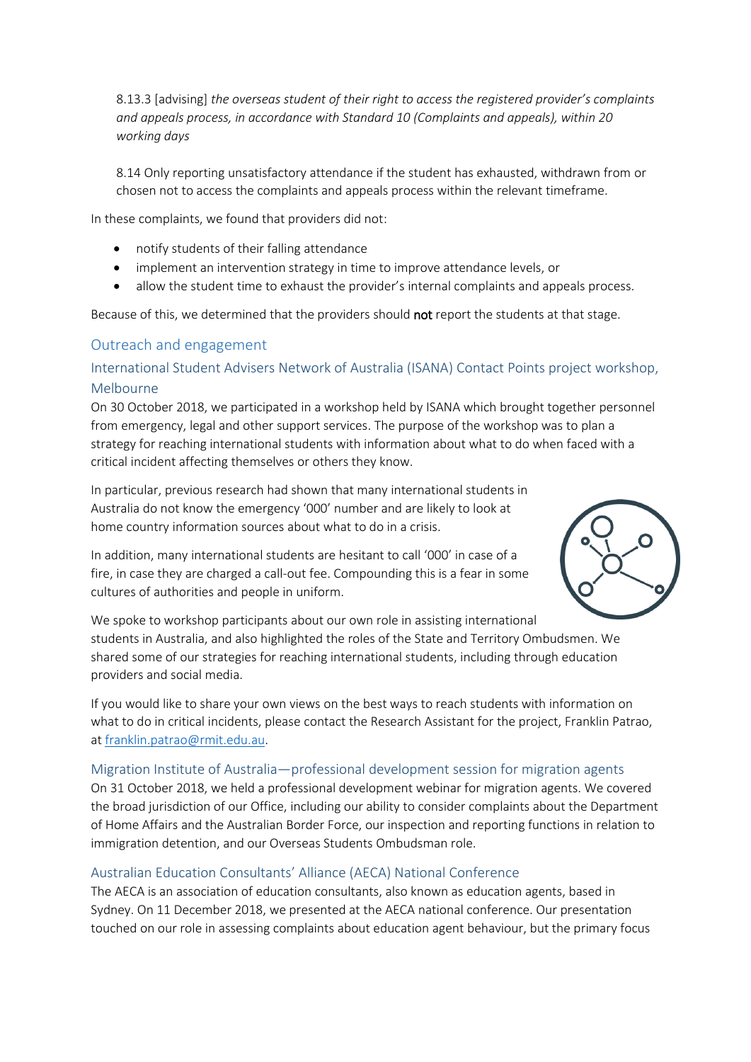8.13.3 [advising] *the overseas student of their right to access the registered provider's complaints and appeals process, in accordance with Standard 10 (Complaints and appeals), within 20 working days*

8.14 Only reporting unsatisfactory attendance if the student has exhausted, withdrawn from or chosen not to access the complaints and appeals process within the relevant timeframe.

In these complaints, we found that providers did not:

- notify students of their falling attendance
- implement an intervention strategy in time to improve attendance levels, or
- allow the student time to exhaust the provider's internal complaints and appeals process.

Because of this, we determined that the providers should **not** report the students at that stage.

## Outreach and engagement

### International Student Advisers Network of Australia (ISANA) Contact Points project workshop, Melbourne

On 30 October 2018, we participated in a workshop held by ISANA which brought together personnel from emergency, legal and other support services. The purpose of the workshop was to plan a strategy for reaching international students with information about what to do when faced with a critical incident affecting themselves or others they know.

In particular, previous research had shown that many international students in Australia do not know the emergency '000' number and are likely to look at home country information sources about what to do in a crisis.

In addition, many international students are hesitant to call '000' in case of a fire, in case they are charged a call-out fee. Compounding this is a fear in some cultures of authorities and people in uniform.

We spoke to workshop participants about our own role in assisting international students in Australia, and also highlighted the roles of the State and Territory Ombudsmen. We shared some of our strategies for reaching international students, including through education providers and social media.

If you would like to share your own views on the best ways to reach students with information on what to do in critical incidents, please contact the Research Assistant for the project, Franklin Patrao, at franklin.patrao@rmit.edu.au.

### Migration Institute of Australia—professional development session for migration agents

On 31 October 2018, we held a professional development webinar for migration agents. We covered the broad jurisdiction of our Office, including our ability to consider complaints about the Department of Home Affairs and the Australian Border Force, our inspection and reporting functions in relation to immigration detention, and our Overseas Students Ombudsman role.

### Australian Education Consultants' Alliance (AECA) National Conference

The AECA is an association of education consultants, also known as education agents, based in Sydney. On 11 December 2018, we presented at the AECA national conference. Our presentation touched on our role in assessing complaints about education agent behaviour, but the primary focus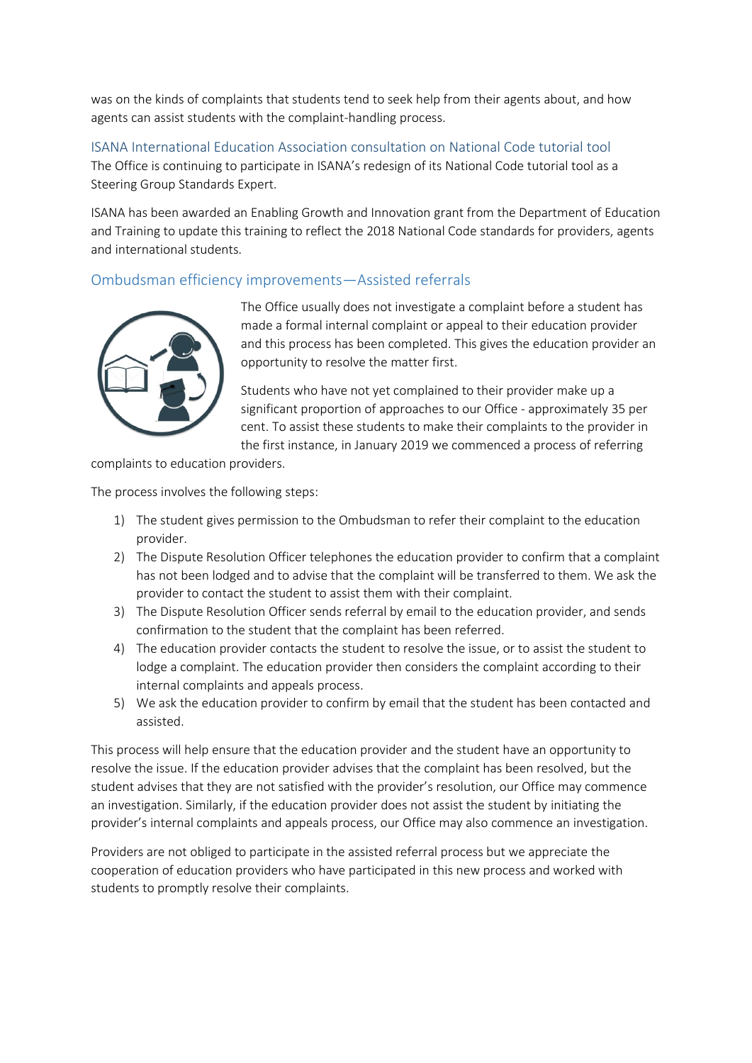was on the kinds of complaints that students tend to seek help from their agents about, and how agents can assist students with the complaint-handling process.

## ISANA International Education Association consultation on National Code tutorial tool

The Office is continuing to participate in ISANA's redesign of its National Code tutorial tool as a Steering Group Standards Expert.

ISANA has been awarded an Enabling Growth and Innovation grant from the Department of Education and Training to update this training to reflect the 2018 National Code standards for providers, agents and international students.

## Ombudsman efficiency improvements—Assisted referrals

The Office usually does not investigate a complaint before a student has made a formal internal complaint or appeal to their education provider and this process has been completed. This gives the education provider an opportunity to resolve the matter first.

Students who have not yet complained to their provider make up a significant proportion of approaches to our Office - approximately 35 per cent. To assist these students to make their complaints to the provider in the first instance, in January 2019 we commenced a process of referring complaints to education providers.

The process involves the following steps:

1) The student gives permission to the Ombudsman to refer their complaint to the education provider.
2) The Dispute Resolution Officer telephones the education provider to confirm that a complaint has not been lodged and to advise that the complaint will be transferred to them. We ask the provider to contact the student to assist them with their complaint.
3) The Dispute Resolution Officer sends referral by email to the education provider, and sends confirmation to the student that the complaint has been referred.
4) The education provider contacts the student to resolve the issue, or to assist the student to lodge a complaint. The education provider then considers the complaint according to their internal complaints and appeals process.
5) We ask the education provider to confirm by email that the student has been contacted and assisted.

This process will help ensure that the education provider and the student have an opportunity to resolve the issue. If the education provider advises that the complaint has been resolved, but the student advises that they are not satisfied with the provider's resolution, our Office may commence an investigation. Similarly, if the education provider does not assist the student by initiating the provider's internal complaints and appeals process, our Office may also commence an investigation.

Providers are not obliged to participate in the assisted referral process but we appreciate the cooperation of education providers who have participated in this new process and worked with students to promptly resolve their complaints.